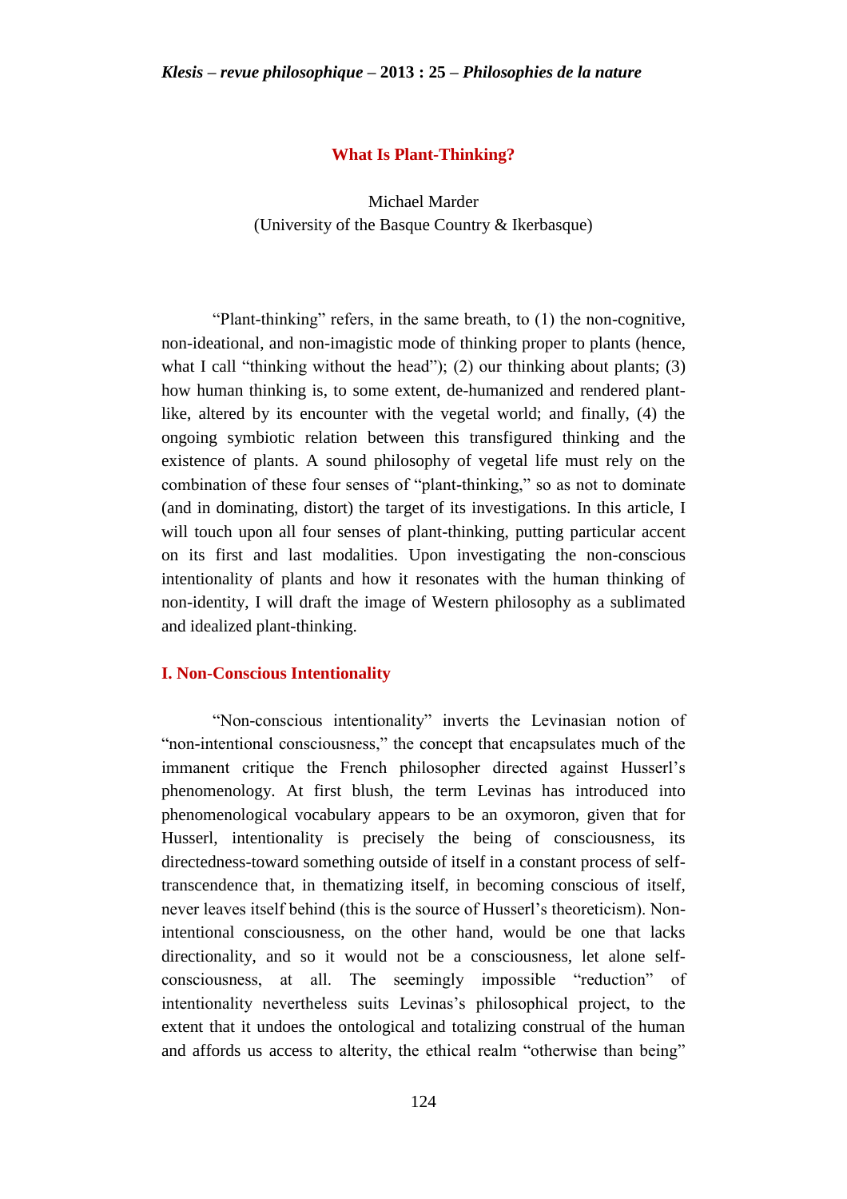# What Is Plant-Thinking?

Michael Marder
(University of the Basque Country & Ikerbasque)

"Plant-thinking" refers, in the same breath, to (1) the non-cognitive, non-ideational, and non-imagistic mode of thinking proper to plants (hence, what I call "thinking without the head"); (2) our thinking about plants; (3) how human thinking is, to some extent, de-humanized and rendered plant-like, altered by its encounter with the vegetal world; and finally, (4) the ongoing symbiotic relation between this transfigured thinking and the existence of plants. A sound philosophy of vegetal life must rely on the combination of these four senses of "plant-thinking," so as not to dominate (and in dominating, distort) the target of its investigations. In this article, I will touch upon all four senses of plant-thinking, putting particular accent on its first and last modalities. Upon investigating the non-conscious intentionality of plants and how it resonates with the human thinking of non-identity, I will draft the image of Western philosophy as a sublimated and idealized plant-thinking.

## I. Non-Conscious Intentionality

"Non-conscious intentionality" inverts the Levinasian notion of "non-intentional consciousness," the concept that encapsulates much of the immanent critique the French philosopher directed against Husserl's phenomenology. At first blush, the term Levinas has introduced into phenomenological vocabulary appears to be an oxymoron, given that for Husserl, intentionality is precisely the being of consciousness, its directedness-toward something outside of itself in a constant process of self-transcendence that, in thematizing itself, in becoming conscious of itself, never leaves itself behind (this is the source of Husserl's theoreticism). Non-intentional consciousness, on the other hand, would be one that lacks directionality, and so it would not be a consciousness, let alone self-consciousness, at all. The seemingly impossible "reduction" of intentionality nevertheless suits Levinas's philosophical project, to the extent that it undoes the ontological and totalizing construal of the human and affords us access to alterity, the ethical realm "otherwise than being"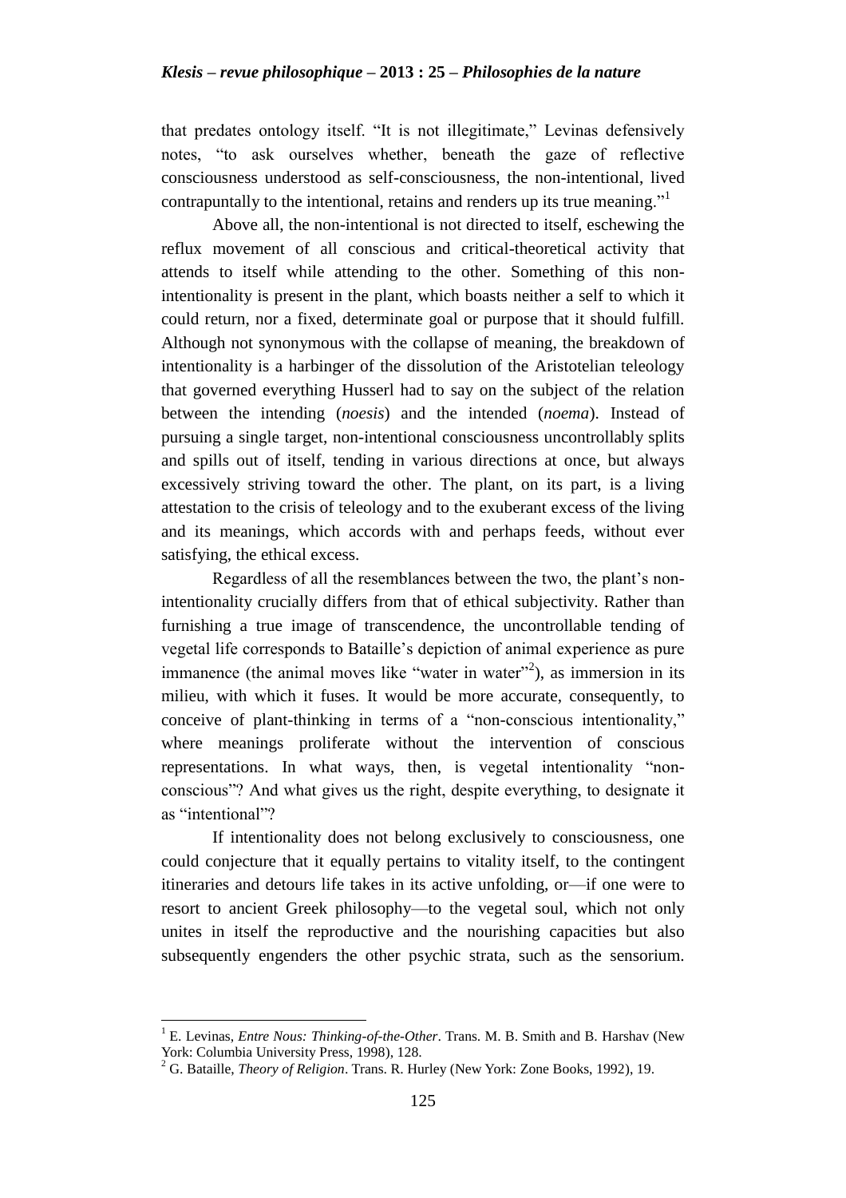that predates ontology itself. "It is not illegitimate," Levinas defensively notes, "to ask ourselves whether, beneath the gaze of reflective consciousness understood as self-consciousness, the non-intentional, lived contrapuntally to the intentional, retains and renders up its true meaning."[1]

Above all, the non-intentional is not directed to itself, eschewing the reflux movement of all conscious and critical-theoretical activity that attends to itself while attending to the other. Something of this non-intentionality is present in the plant, which boasts neither a self to which it could return, nor a fixed, determinate goal or purpose that it should fulfill. Although not synonymous with the collapse of meaning, the breakdown of intentionality is a harbinger of the dissolution of the Aristotelian teleology that governed everything Husserl had to say on the subject of the relation between the intending (*noesis*) and the intended (*noema*). Instead of pursuing a single target, non-intentional consciousness uncontrollably splits and spills out of itself, tending in various directions at once, but always excessively striving toward the other. The plant, on its part, is a living attestation to the crisis of teleology and to the exuberant excess of the living and its meanings, which accords with and perhaps feeds, without ever satisfying, the ethical excess.

Regardless of all the resemblances between the two, the plant's non-intentionality crucially differs from that of ethical subjectivity. Rather than furnishing a true image of transcendence, the uncontrollable tending of vegetal life corresponds to Bataille's depiction of animal experience as pure immanence (the animal moves like "water in water"[2]), as immersion in its milieu, with which it fuses. It would be more accurate, consequently, to conceive of plant-thinking in terms of a "non-conscious intentionality," where meanings proliferate without the intervention of conscious representations. In what ways, then, is vegetal intentionality "non-conscious"? And what gives us the right, despite everything, to designate it as "intentional"?

If intentionality does not belong exclusively to consciousness, one could conjecture that it equally pertains to vitality itself, to the contingent itineraries and detours life takes in its active unfolding, or—if one were to resort to ancient Greek philosophy—to the vegetal soul, which not only unites in itself the reproductive and the nourishing capacities but also subsequently engenders the other psychic strata, such as the sensorium.

---

[1] E. Levinas, *Entre Nous: Thinking-of-the-Other*. Trans. M. B. Smith and B. Harshav (New York: Columbia University Press, 1998), 128.

[2] G. Bataille, *Theory of Religion*. Trans. R. Hurley (New York: Zone Books, 1992), 19.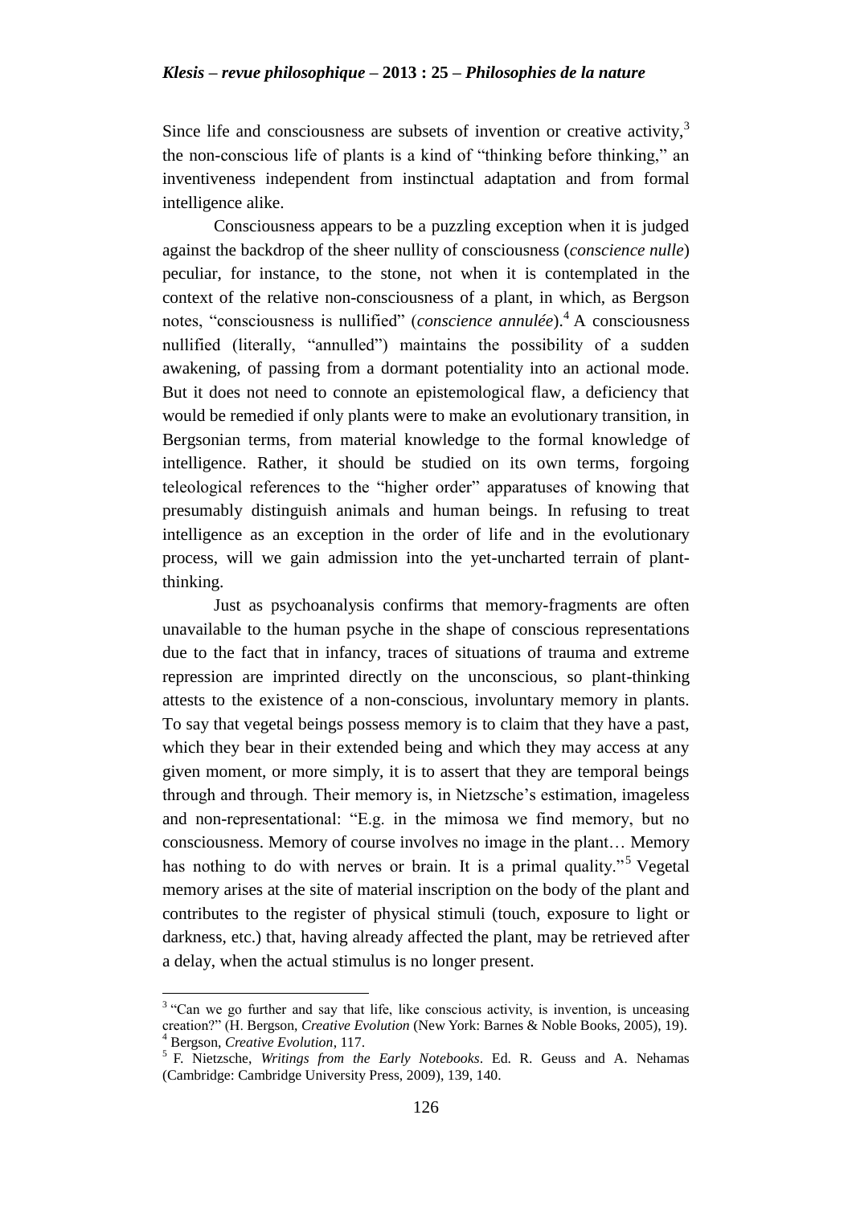Since life and consciousness are subsets of invention or creative activity,[3] the non-conscious life of plants is a kind of "thinking before thinking," an inventiveness independent from instinctual adaptation and from formal intelligence alike.

Consciousness appears to be a puzzling exception when it is judged against the backdrop of the sheer nullity of consciousness (*conscience nulle*) peculiar, for instance, to the stone, not when it is contemplated in the context of the relative non-consciousness of a plant, in which, as Bergson notes, "consciousness is nullified" (*conscience annulée*).[4] A consciousness nullified (literally, "annulled") maintains the possibility of a sudden awakening, of passing from a dormant potentiality into an actional mode. But it does not need to connote an epistemological flaw, a deficiency that would be remedied if only plants were to make an evolutionary transition, in Bergsonian terms, from material knowledge to the formal knowledge of intelligence. Rather, it should be studied on its own terms, forgoing teleological references to the "higher order" apparatuses of knowing that presumably distinguish animals and human beings. In refusing to treat intelligence as an exception in the order of life and in the evolutionary process, will we gain admission into the yet-uncharted terrain of plant-thinking.

Just as psychoanalysis confirms that memory-fragments are often unavailable to the human psyche in the shape of conscious representations due to the fact that in infancy, traces of situations of trauma and extreme repression are imprinted directly on the unconscious, so plant-thinking attests to the existence of a non-conscious, involuntary memory in plants. To say that vegetal beings possess memory is to claim that they have a past, which they bear in their extended being and which they may access at any given moment, or more simply, it is to assert that they are temporal beings through and through. Their memory is, in Nietzsche's estimation, imageless and non-representational: "E.g. in the mimosa we find memory, but no consciousness. Memory of course involves no image in the plant… Memory has nothing to do with nerves or brain. It is a primal quality."[5] Vegetal memory arises at the site of material inscription on the body of the plant and contributes to the register of physical stimuli (touch, exposure to light or darkness, etc.) that, having already affected the plant, may be retrieved after a delay, when the actual stimulus is no longer present.

---

[3] "Can we go further and say that life, like conscious activity, is invention, is unceasing creation?" (H. Bergson, *Creative Evolution* (New York: Barnes & Noble Books, 2005), 19).

[4] Bergson, *Creative Evolution*, 117.

[5] F. Nietzsche, *Writings from the Early Notebooks*. Ed. R. Geuss and A. Nehamas (Cambridge: Cambridge University Press, 2009), 139, 140.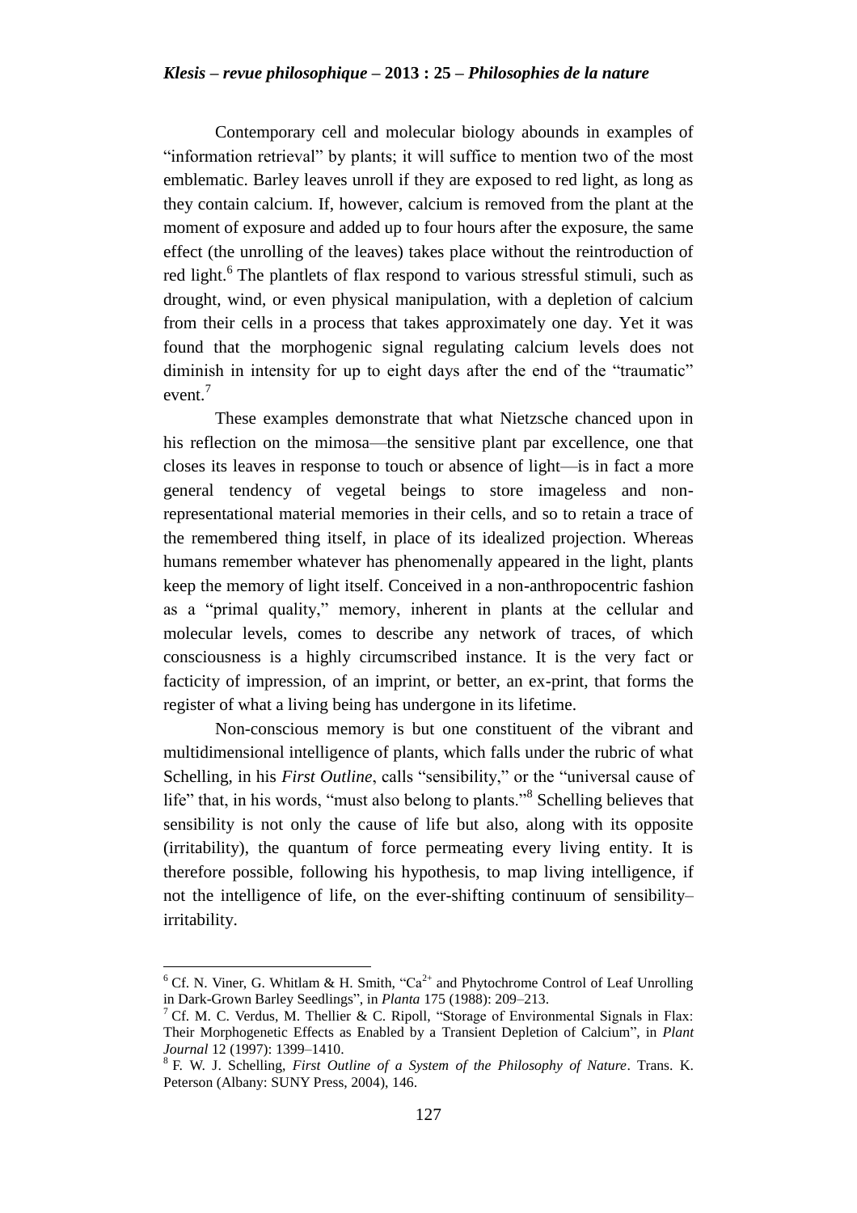Contemporary cell and molecular biology abounds in examples of "information retrieval" by plants; it will suffice to mention two of the most emblematic. Barley leaves unroll if they are exposed to red light, as long as they contain calcium. If, however, calcium is removed from the plant at the moment of exposure and added up to four hours after the exposure, the same effect (the unrolling of the leaves) takes place without the reintroduction of red light.[6] The plantlets of flax respond to various stressful stimuli, such as drought, wind, or even physical manipulation, with a depletion of calcium from their cells in a process that takes approximately one day. Yet it was found that the morphogenic signal regulating calcium levels does not diminish in intensity for up to eight days after the end of the "traumatic" event.[7]

These examples demonstrate that what Nietzsche chanced upon in his reflection on the mimosa—the sensitive plant par excellence, one that closes its leaves in response to touch or absence of light—is in fact a more general tendency of vegetal beings to store imageless and non-representational material memories in their cells, and so to retain a trace of the remembered thing itself, in place of its idealized projection. Whereas humans remember whatever has phenomenally appeared in the light, plants keep the memory of light itself. Conceived in a non-anthropocentric fashion as a "primal quality," memory, inherent in plants at the cellular and molecular levels, comes to describe any network of traces, of which consciousness is a highly circumscribed instance. It is the very fact or facticity of impression, of an imprint, or better, an ex-print, that forms the register of what a living being has undergone in its lifetime.

Non-conscious memory is but one constituent of the vibrant and multidimensional intelligence of plants, which falls under the rubric of what Schelling, in his *First Outline*, calls "sensibility," or the "universal cause of life" that, in his words, "must also belong to plants."[8] Schelling believes that sensibility is not only the cause of life but also, along with its opposite (irritability), the quantum of force permeating every living entity. It is therefore possible, following his hypothesis, to map living intelligence, if not the intelligence of life, on the ever-shifting continuum of sensibility–irritability.

---

[6] Cf. N. Viner, G. Whitlam & H. Smith, "$Ca^{2+}$ and Phytochrome Control of Leaf Unrolling in Dark-Grown Barley Seedlings", in *Planta* 175 (1988): 209–213.

[7] Cf. M. C. Verdus, M. Thellier & C. Ripoll, "Storage of Environmental Signals in Flax: Their Morphogenetic Effects as Enabled by a Transient Depletion of Calcium", in *Plant Journal* 12 (1997): 1399–1410.

[8] F. W. J. Schelling, *First Outline of a System of the Philosophy of Nature*. Trans. K. Peterson (Albany: SUNY Press, 2004), 146.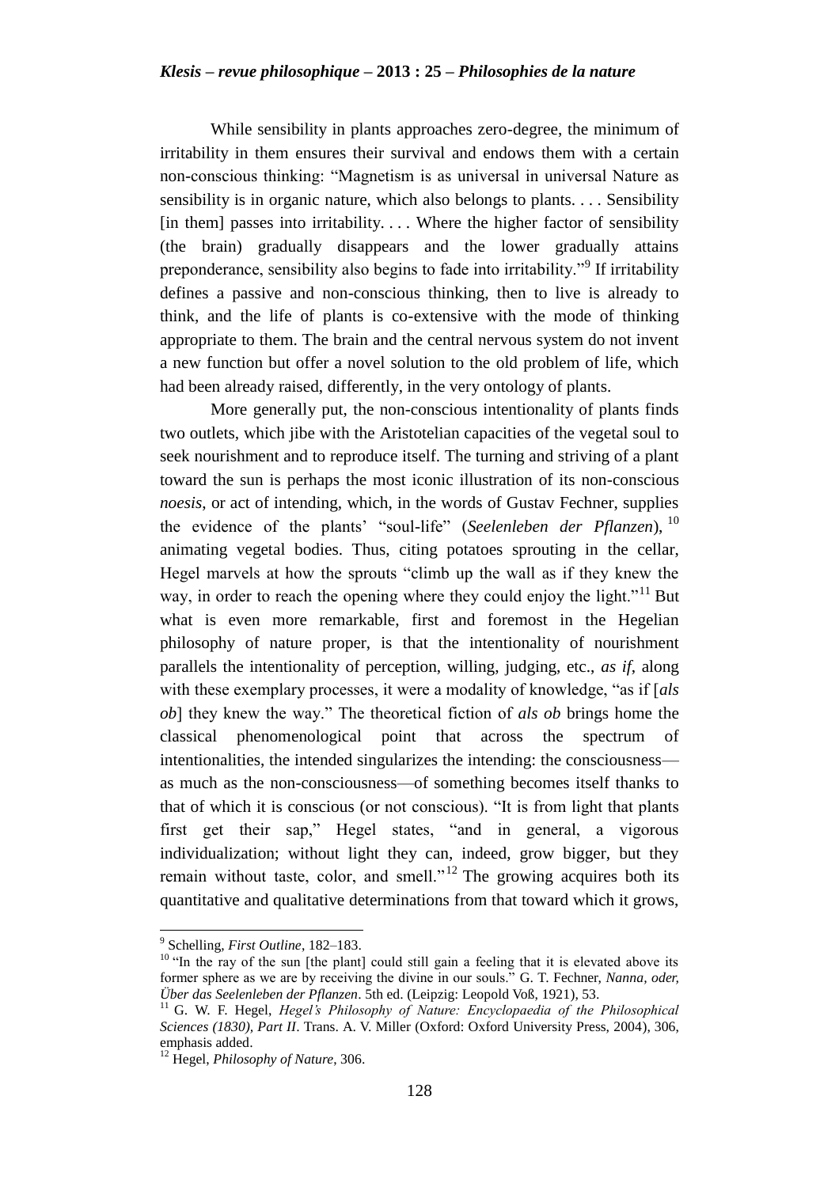While sensibility in plants approaches zero-degree, the minimum of irritability in them ensures their survival and endows them with a certain non-conscious thinking: "Magnetism is as universal in universal Nature as sensibility is in organic nature, which also belongs to plants. . . . Sensibility [in them] passes into irritability. . . . Where the higher factor of sensibility (the brain) gradually disappears and the lower gradually attains preponderance, sensibility also begins to fade into irritability."[9] If irritability defines a passive and non-conscious thinking, then to live is already to think, and the life of plants is co-extensive with the mode of thinking appropriate to them. The brain and the central nervous system do not invent a new function but offer a novel solution to the old problem of life, which had been already raised, differently, in the very ontology of plants.

More generally put, the non-conscious intentionality of plants finds two outlets, which jibe with the Aristotelian capacities of the vegetal soul to seek nourishment and to reproduce itself. The turning and striving of a plant toward the sun is perhaps the most iconic illustration of its non-conscious *noesis*, or act of intending, which, in the words of Gustav Fechner, supplies the evidence of the plants' "soul-life" (*Seelenleben der Pflanzen*), [10] animating vegetal bodies. Thus, citing potatoes sprouting in the cellar, Hegel marvels at how the sprouts "climb up the wall as if they knew the way, in order to reach the opening where they could enjoy the light."[11] But what is even more remarkable, first and foremost in the Hegelian philosophy of nature proper, is that the intentionality of nourishment parallels the intentionality of perception, willing, judging, etc., *as if*, along with these exemplary processes, it were a modality of knowledge, "as if [*als ob*] they knew the way." The theoretical fiction of *als ob* brings home the classical phenomenological point that across the spectrum of intentionalities, the intended singularizes the intending: the consciousness—as much as the non-consciousness—of something becomes itself thanks to that of which it is conscious (or not conscious). "It is from light that plants first get their sap," Hegel states, "and in general, a vigorous individualization; without light they can, indeed, grow bigger, but they remain without taste, color, and smell."[12] The growing acquires both its quantitative and qualitative determinations from that toward which it grows,

---

[9] Schelling, *First Outline*, 182–183.

[10] "In the ray of the sun [the plant] could still gain a feeling that it is elevated above its former sphere as we are by receiving the divine in our souls." G. T. Fechner, *Nanna, oder, Über das Seelenleben der Pflanzen*. 5th ed. (Leipzig: Leopold Voß, 1921), 53.

[11] G. W. F. Hegel, *Hegel's Philosophy of Nature: Encyclopaedia of the Philosophical Sciences (1830), Part II*. Trans. A. V. Miller (Oxford: Oxford University Press, 2004), 306, emphasis added.

[12] Hegel, *Philosophy of Nature*, 306.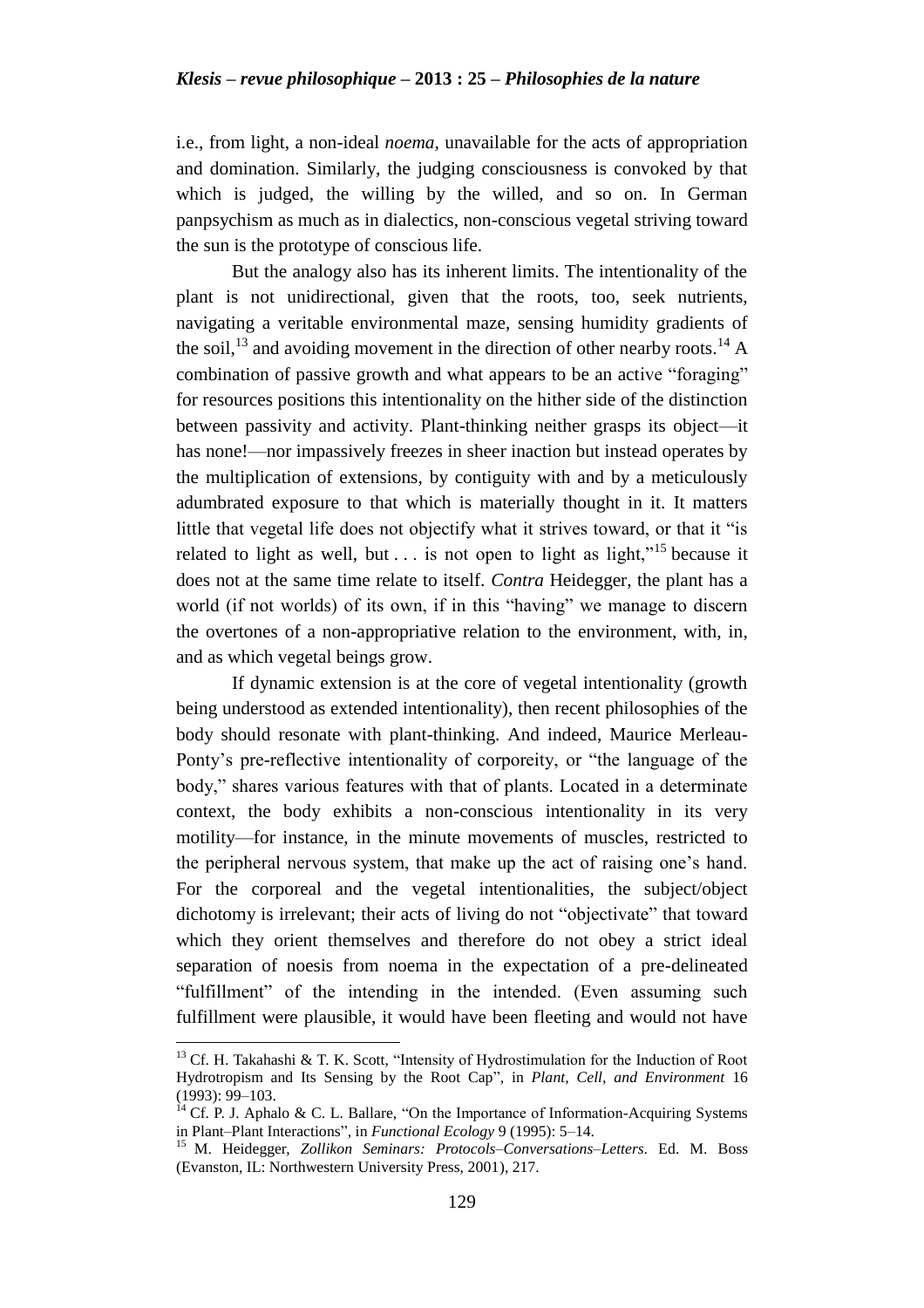i.e., from light, a non-ideal *noema*, unavailable for the acts of appropriation and domination. Similarly, the judging consciousness is convoked by that which is judged, the willing by the willed, and so on. In German panpsychism as much as in dialectics, non-conscious vegetal striving toward the sun is the prototype of conscious life.

But the analogy also has its inherent limits. The intentionality of the plant is not unidirectional, given that the roots, too, seek nutrients, navigating a veritable environmental maze, sensing humidity gradients of the soil,[13] and avoiding movement in the direction of other nearby roots.[14] A combination of passive growth and what appears to be an active "foraging" for resources positions this intentionality on the hither side of the distinction between passivity and activity. Plant-thinking neither grasps its object—it has none!—nor impassively freezes in sheer inaction but instead operates by the multiplication of extensions, by contiguity with and by a meticulously adumbrated exposure to that which is materially thought in it. It matters little that vegetal life does not objectify what it strives toward, or that it "is related to light as well, but . . . is not open to light as light,"[15] because it does not at the same time relate to itself. *Contra* Heidegger, the plant has a world (if not worlds) of its own, if in this "having" we manage to discern the overtones of a non-appropriative relation to the environment, with, in, and as which vegetal beings grow.

If dynamic extension is at the core of vegetal intentionality (growth being understood as extended intentionality), then recent philosophies of the body should resonate with plant-thinking. And indeed, Maurice Merleau-Ponty's pre-reflective intentionality of corporeity, or "the language of the body," shares various features with that of plants. Located in a determinate context, the body exhibits a non-conscious intentionality in its very motility—for instance, in the minute movements of muscles, restricted to the peripheral nervous system, that make up the act of raising one's hand. For the corporeal and the vegetal intentionalities, the subject/object dichotomy is irrelevant; their acts of living do not "objectivate" that toward which they orient themselves and therefore do not obey a strict ideal separation of noesis from noema in the expectation of a pre-delineated "fulfillment" of the intending in the intended. (Even assuming such fulfillment were plausible, it would have been fleeting and would not have

[13] Cf. H. Takahashi & T. K. Scott, "Intensity of Hydrostimulation for the Induction of Root Hydrotropism and Its Sensing by the Root Cap", in *Plant, Cell, and Environment* 16 (1993): 99–103.

[14] Cf. P. J. Aphalo & C. L. Ballare, "On the Importance of Information-Acquiring Systems in Plant–Plant Interactions", in *Functional Ecology* 9 (1995): 5–14.

[15] M. Heidegger, *Zollikon Seminars: Protocols–Conversations–Letters*. Ed. M. Boss (Evanston, IL: Northwestern University Press, 2001), 217.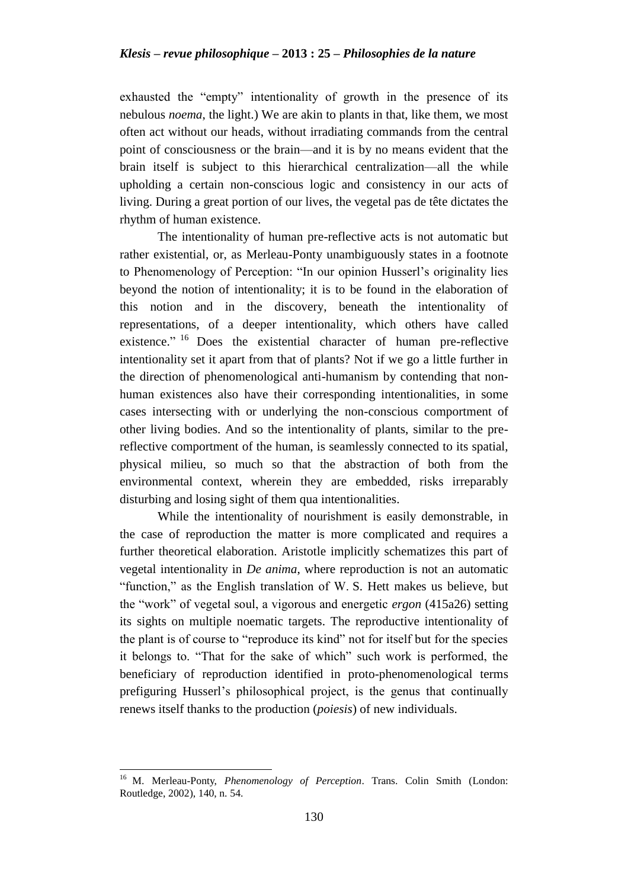exhausted the “empty” intentionality of growth in the presence of its nebulous *noema*, the light.) We are akin to plants in that, like them, we most often act without our heads, without irradiating commands from the central point of consciousness or the brain—and it is by no means evident that the brain itself is subject to this hierarchical centralization—all the while upholding a certain non-conscious logic and consistency in our acts of living. During a great portion of our lives, the vegetal pas de tête dictates the rhythm of human existence.

The intentionality of human pre-reflective acts is not automatic but rather existential, or, as Merleau-Ponty unambiguously states in a footnote to Phenomenology of Perception: “In our opinion Husserl’s originality lies beyond the notion of intentionality; it is to be found in the elaboration of this notion and in the discovery, beneath the intentionality of representations, of a deeper intentionality, which others have called existence.” [16] Does the existential character of human pre-reflective intentionality set it apart from that of plants? Not if we go a little further in the direction of phenomenological anti-humanism by contending that non-human existences also have their corresponding intentionalities, in some cases intersecting with or underlying the non-conscious comportment of other living bodies. And so the intentionality of plants, similar to the pre-reflective comportment of the human, is seamlessly connected to its spatial, physical milieu, so much so that the abstraction of both from the environmental context, wherein they are embedded, risks irreparably disturbing and losing sight of them qua intentionalities.

While the intentionality of nourishment is easily demonstrable, in the case of reproduction the matter is more complicated and requires a further theoretical elaboration. Aristotle implicitly schematizes this part of vegetal intentionality in *De anima*, where reproduction is not an automatic “function,” as the English translation of W. S. Hett makes us believe, but the “work” of vegetal soul, a vigorous and energetic *ergon* (415a26) setting its sights on multiple noematic targets. The reproductive intentionality of the plant is of course to “reproduce its kind” not for itself but for the species it belongs to. “That for the sake of which” such work is performed, the beneficiary of reproduction identified in proto-phenomenological terms prefiguring Husserl’s philosophical project, is the genus that continually renews itself thanks to the production (*poiesis*) of new individuals.

---

[16] M. Merleau-Ponty, *Phenomenology of Perception*. Trans. Colin Smith (London: Routledge, 2002), 140, n. 54.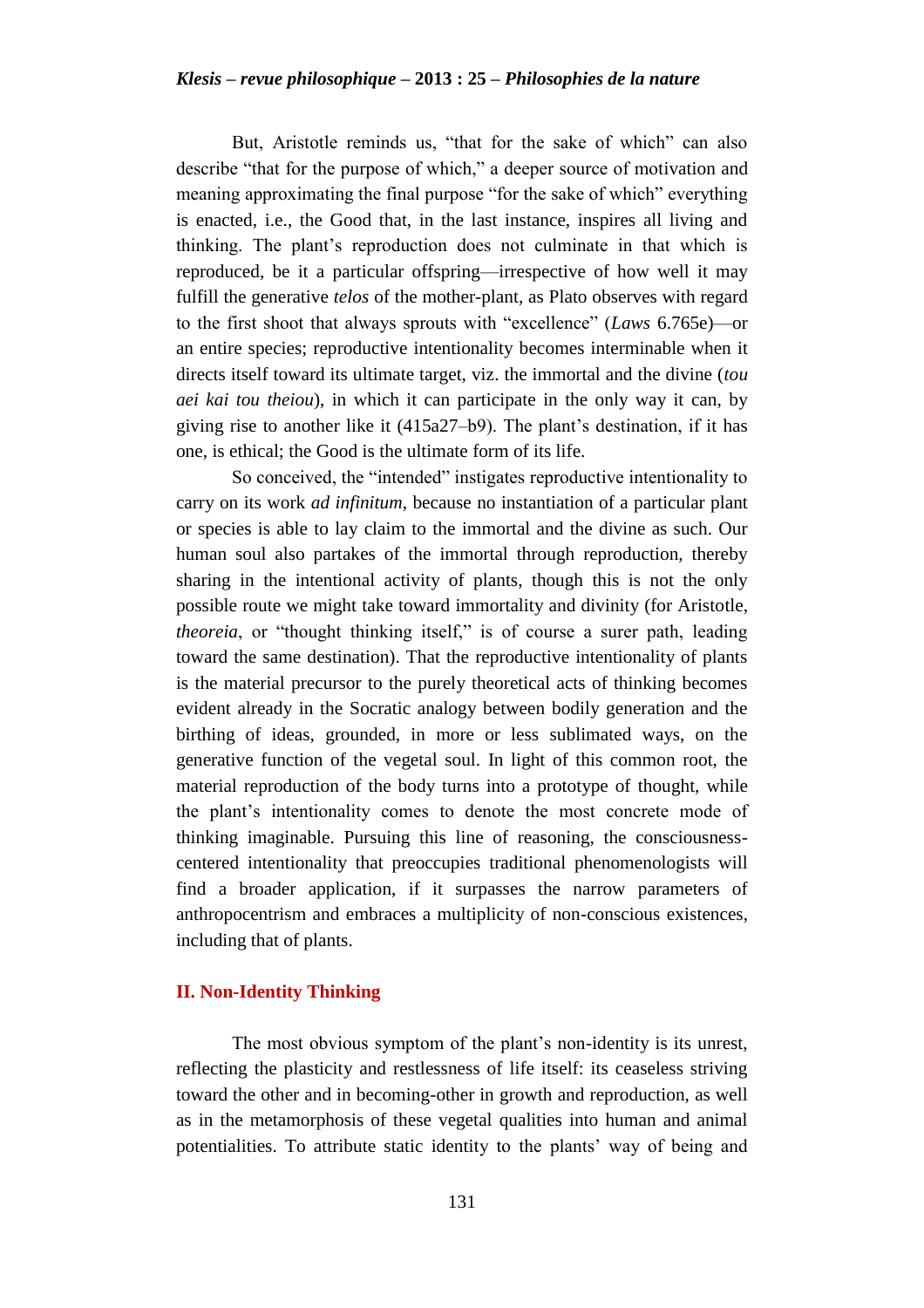But, Aristotle reminds us, "that for the sake of which" can also describe "that for the purpose of which," a deeper source of motivation and meaning approximating the final purpose "for the sake of which" everything is enacted, i.e., the Good that, in the last instance, inspires all living and thinking. The plant's reproduction does not culminate in that which is reproduced, be it a particular offspring—irrespective of how well it may fulfill the generative *telos* of the mother-plant, as Plato observes with regard to the first shoot that always sprouts with "excellence" (*Laws* 6.765e)—or an entire species; reproductive intentionality becomes interminable when it directs itself toward its ultimate target, viz. the immortal and the divine (*tou aei kai tou theiou*), in which it can participate in the only way it can, by giving rise to another like it (415a27–b9). The plant's destination, if it has one, is ethical; the Good is the ultimate form of its life.

So conceived, the "intended" instigates reproductive intentionality to carry on its work *ad infinitum*, because no instantiation of a particular plant or species is able to lay claim to the immortal and the divine as such. Our human soul also partakes of the immortal through reproduction, thereby sharing in the intentional activity of plants, though this is not the only possible route we might take toward immortality and divinity (for Aristotle, *theoreia*, or "thought thinking itself," is of course a surer path, leading toward the same destination). That the reproductive intentionality of plants is the material precursor to the purely theoretical acts of thinking becomes evident already in the Socratic analogy between bodily generation and the birthing of ideas, grounded, in more or less sublimated ways, on the generative function of the vegetal soul. In light of this common root, the material reproduction of the body turns into a prototype of thought, while the plant's intentionality comes to denote the most concrete mode of thinking imaginable. Pursuing this line of reasoning, the consciousness-centered intentionality that preoccupies traditional phenomenologists will find a broader application, if it surpasses the narrow parameters of anthropocentrism and embraces a multiplicity of non-conscious existences, including that of plants.

## II. Non-Identity Thinking

The most obvious symptom of the plant's non-identity is its unrest, reflecting the plasticity and restlessness of life itself: its ceaseless striving toward the other and in becoming-other in growth and reproduction, as well as in the metamorphosis of these vegetal qualities into human and animal potentialities. To attribute static identity to the plants' way of being and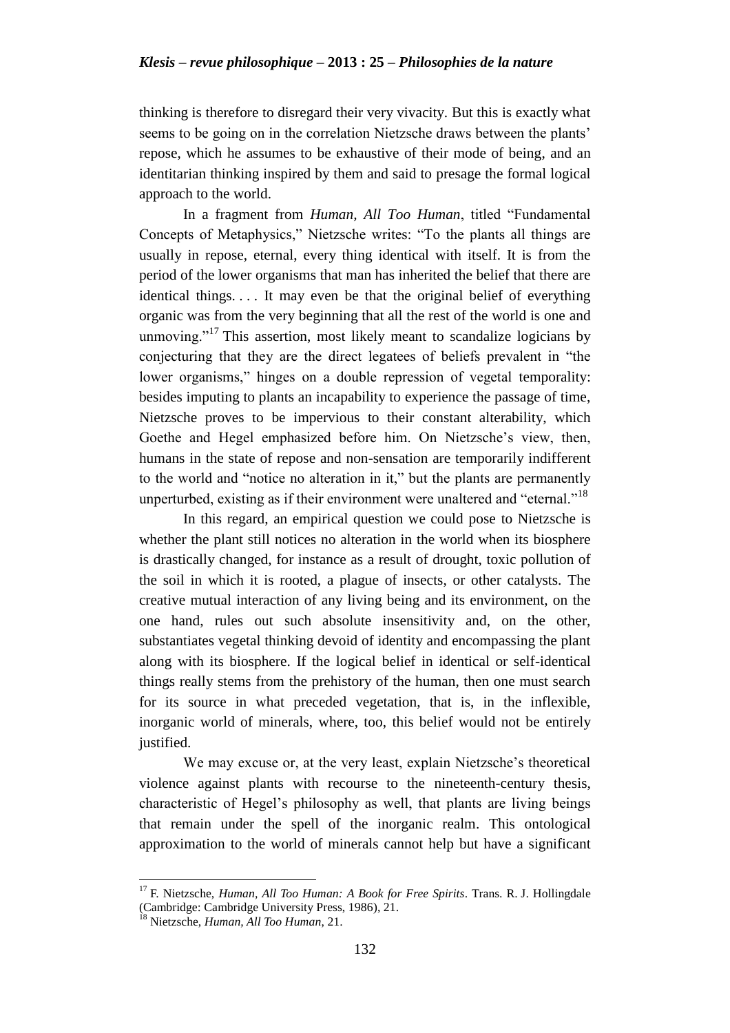thinking is therefore to disregard their very vivacity. But this is exactly what seems to be going on in the correlation Nietzsche draws between the plants' repose, which he assumes to be exhaustive of their mode of being, and an identitarian thinking inspired by them and said to presage the formal logical approach to the world.

In a fragment from *Human, All Too Human*, titled "Fundamental Concepts of Metaphysics," Nietzsche writes: "To the plants all things are usually in repose, eternal, every thing identical with itself. It is from the period of the lower organisms that man has inherited the belief that there are identical things. . . . It may even be that the original belief of everything organic was from the very beginning that all the rest of the world is one and unmoving."[17] This assertion, most likely meant to scandalize logicians by conjecturing that they are the direct legatees of beliefs prevalent in "the lower organisms," hinges on a double repression of vegetal temporality: besides imputing to plants an incapability to experience the passage of time, Nietzsche proves to be impervious to their constant alterability, which Goethe and Hegel emphasized before him. On Nietzsche's view, then, humans in the state of repose and non-sensation are temporarily indifferent to the world and "notice no alteration in it," but the plants are permanently unperturbed, existing as if their environment were unaltered and "eternal."[18]

In this regard, an empirical question we could pose to Nietzsche is whether the plant still notices no alteration in the world when its biosphere is drastically changed, for instance as a result of drought, toxic pollution of the soil in which it is rooted, a plague of insects, or other catalysts. The creative mutual interaction of any living being and its environment, on the one hand, rules out such absolute insensitivity and, on the other, substantiates vegetal thinking devoid of identity and encompassing the plant along with its biosphere. If the logical belief in identical or self-identical things really stems from the prehistory of the human, then one must search for its source in what preceded vegetation, that is, in the inflexible, inorganic world of minerals, where, too, this belief would not be entirely justified.

We may excuse or, at the very least, explain Nietzsche's theoretical violence against plants with recourse to the nineteenth-century thesis, characteristic of Hegel's philosophy as well, that plants are living beings that remain under the spell of the inorganic realm. This ontological approximation to the world of minerals cannot help but have a significant

---

[17] F. Nietzsche, *Human, All Too Human: A Book for Free Spirits*. Trans. R. J. Hollingdale (Cambridge: Cambridge University Press, 1986), 21.

[18] Nietzsche, *Human, All Too Human*, 21.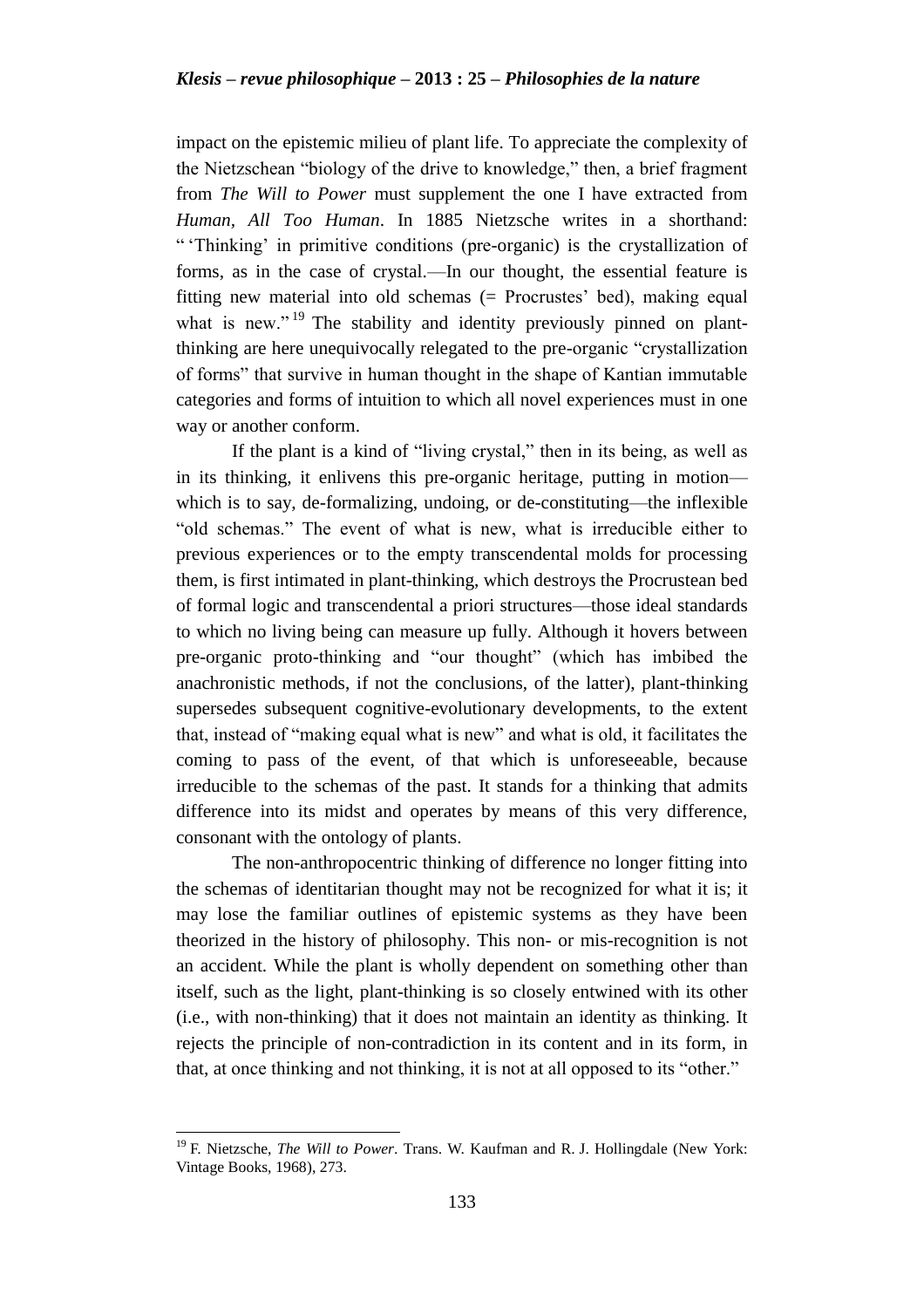impact on the epistemic milieu of plant life. To appreciate the complexity of the Nietzschean "biology of the drive to knowledge," then, a brief fragment from *The Will to Power* must supplement the one I have extracted from *Human, All Too Human*. In 1885 Nietzsche writes in a shorthand: " 'Thinking' in primitive conditions (pre-organic) is the crystallization of forms, as in the case of crystal.—In our thought, the essential feature is fitting new material into old schemas (= Procrustes' bed), making equal what is new."[19] The stability and identity previously pinned on plant-thinking are here unequivocally relegated to the pre-organic "crystallization of forms" that survive in human thought in the shape of Kantian immutable categories and forms of intuition to which all novel experiences must in one way or another conform.

If the plant is a kind of "living crystal," then in its being, as well as in its thinking, it enlivens this pre-organic heritage, putting in motion—which is to say, de-formalizing, undoing, or de-constituting—the inflexible "old schemas." The event of what is new, what is irreducible either to previous experiences or to the empty transcendental molds for processing them, is first intimated in plant-thinking, which destroys the Procrustean bed of formal logic and transcendental a priori structures—those ideal standards to which no living being can measure up fully. Although it hovers between pre-organic proto-thinking and "our thought" (which has imbibed the anachronistic methods, if not the conclusions, of the latter), plant-thinking supersedes subsequent cognitive-evolutionary developments, to the extent that, instead of "making equal what is new" and what is old, it facilitates the coming to pass of the event, of that which is unforeseeable, because irreducible to the schemas of the past. It stands for a thinking that admits difference into its midst and operates by means of this very difference, consonant with the ontology of plants.

The non-anthropocentric thinking of difference no longer fitting into the schemas of identitarian thought may not be recognized for what it is; it may lose the familiar outlines of epistemic systems as they have been theorized in the history of philosophy. This non- or mis-recognition is not an accident. While the plant is wholly dependent on something other than itself, such as the light, plant-thinking is so closely entwined with its other (i.e., with non-thinking) that it does not maintain an identity as thinking. It rejects the principle of non-contradiction in its content and in its form, in that, at once thinking and not thinking, it is not at all opposed to its "other."

---

[19] F. Nietzsche, *The Will to Power*. Trans. W. Kaufman and R. J. Hollingdale (New York: Vintage Books, 1968), 273.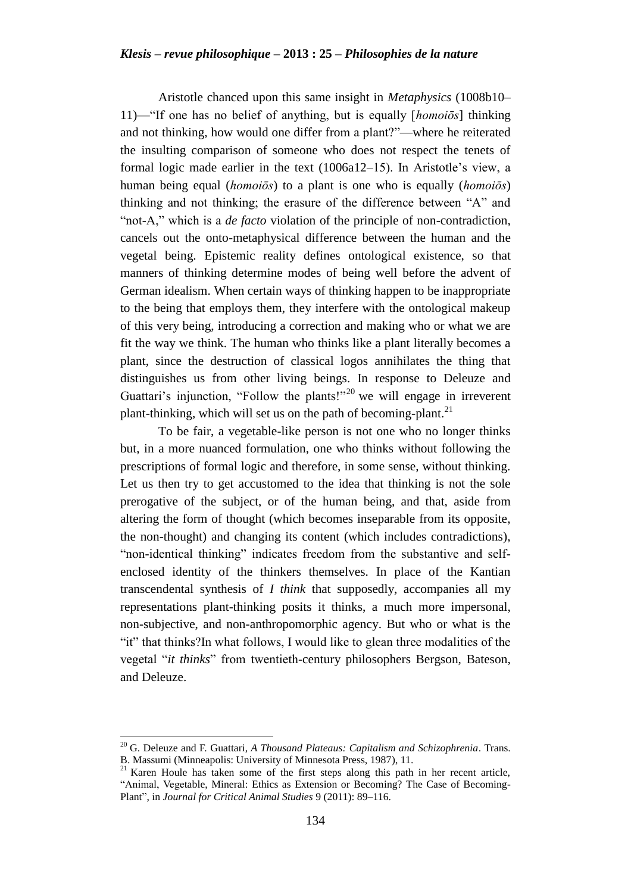Aristotle chanced upon this same insight in *Metaphysics* (1008b10–11)—"If one has no belief of anything, but is equally [*homoiōs*] thinking and not thinking, how would one differ from a plant?"—where he reiterated the insulting comparison of someone who does not respect the tenets of formal logic made earlier in the text (1006a12–15). In Aristotle's view, a human being equal (*homoiōs*) to a plant is one who is equally (*homoiōs*) thinking and not thinking; the erasure of the difference between "A" and "not-A," which is a *de facto* violation of the principle of non-contradiction, cancels out the onto-metaphysical difference between the human and the vegetal being. Epistemic reality defines ontological existence, so that manners of thinking determine modes of being well before the advent of German idealism. When certain ways of thinking happen to be inappropriate to the being that employs them, they interfere with the ontological makeup of this very being, introducing a correction and making who or what we are fit the way we think. The human who thinks like a plant literally becomes a plant, since the destruction of classical logos annihilates the thing that distinguishes us from other living beings. In response to Deleuze and Guattari's injunction, "Follow the plants!"[20] we will engage in irreverent plant-thinking, which will set us on the path of becoming-plant.[21]

To be fair, a vegetable-like person is not one who no longer thinks but, in a more nuanced formulation, one who thinks without following the prescriptions of formal logic and therefore, in some sense, without thinking. Let us then try to get accustomed to the idea that thinking is not the sole prerogative of the subject, or of the human being, and that, aside from altering the form of thought (which becomes inseparable from its opposite, the non-thought) and changing its content (which includes contradictions), "non-identical thinking" indicates freedom from the substantive and self-enclosed identity of the thinkers themselves. In place of the Kantian transcendental synthesis of *I think* that supposedly, accompanies all my representations plant-thinking posits it thinks, a much more impersonal, non-subjective, and non-anthropomorphic agency. But who or what is the "it" that thinks?In what follows, I would like to glean three modalities of the vegetal "*it thinks*" from twentieth-century philosophers Bergson, Bateson, and Deleuze.

---

[20] G. Deleuze and F. Guattari, *A Thousand Plateaus: Capitalism and Schizophrenia*. Trans. B. Massumi (Minneapolis: University of Minnesota Press, 1987), 11.

[21] Karen Houle has taken some of the first steps along this path in her recent article, "Animal, Vegetable, Mineral: Ethics as Extension or Becoming? The Case of Becoming-Plant", in *Journal for Critical Animal Studies* 9 (2011): 89–116.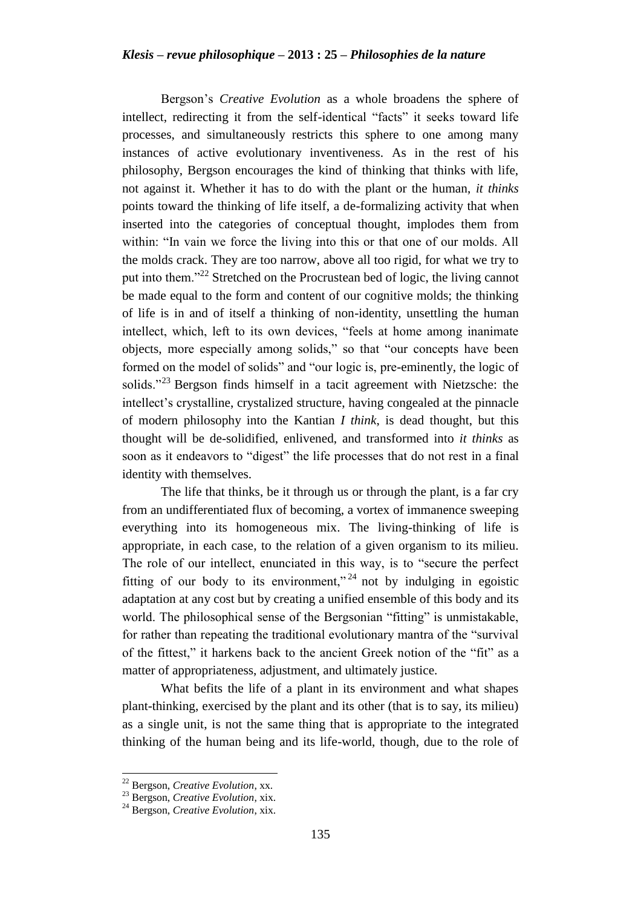Bergson's *Creative Evolution* as a whole broadens the sphere of intellect, redirecting it from the self-identical "facts" it seeks toward life processes, and simultaneously restricts this sphere to one among many instances of active evolutionary inventiveness. As in the rest of his philosophy, Bergson encourages the kind of thinking that thinks with life, not against it. Whether it has to do with the plant or the human, *it thinks* points toward the thinking of life itself, a de-formalizing activity that when inserted into the categories of conceptual thought, implodes them from within: "In vain we force the living into this or that one of our molds. All the molds crack. They are too narrow, above all too rigid, for what we try to put into them."[22] Stretched on the Procrustean bed of logic, the living cannot be made equal to the form and content of our cognitive molds; the thinking of life is in and of itself a thinking of non-identity, unsettling the human intellect, which, left to its own devices, "feels at home among inanimate objects, more especially among solids," so that "our concepts have been formed on the model of solids" and "our logic is, pre-eminently, the logic of solids."[23] Bergson finds himself in a tacit agreement with Nietzsche: the intellect's crystalline, crystalized structure, having congealed at the pinnacle of modern philosophy into the Kantian *I think*, is dead thought, but this thought will be de-solidified, enlivened, and transformed into *it thinks* as soon as it endeavors to "digest" the life processes that do not rest in a final identity with themselves.

The life that thinks, be it through us or through the plant, is a far cry from an undifferentiated flux of becoming, a vortex of immanence sweeping everything into its homogeneous mix. The living-thinking of life is appropriate, in each case, to the relation of a given organism to its milieu. The role of our intellect, enunciated in this way, is to "secure the perfect fitting of our body to its environment,"[24] not by indulging in egoistic adaptation at any cost but by creating a unified ensemble of this body and its world. The philosophical sense of the Bergsonian "fitting" is unmistakable, for rather than repeating the traditional evolutionary mantra of the "survival of the fittest," it harkens back to the ancient Greek notion of the "fit" as a matter of appropriateness, adjustment, and ultimately justice.

What befits the life of a plant in its environment and what shapes plant-thinking, exercised by the plant and its other (that is to say, its milieu) as a single unit, is not the same thing that is appropriate to the integrated thinking of the human being and its life-world, though, due to the role of

---

[22] Bergson, *Creative Evolution*, xx.

[23] Bergson, *Creative Evolution*, xix.

[24] Bergson, *Creative Evolution*, xix.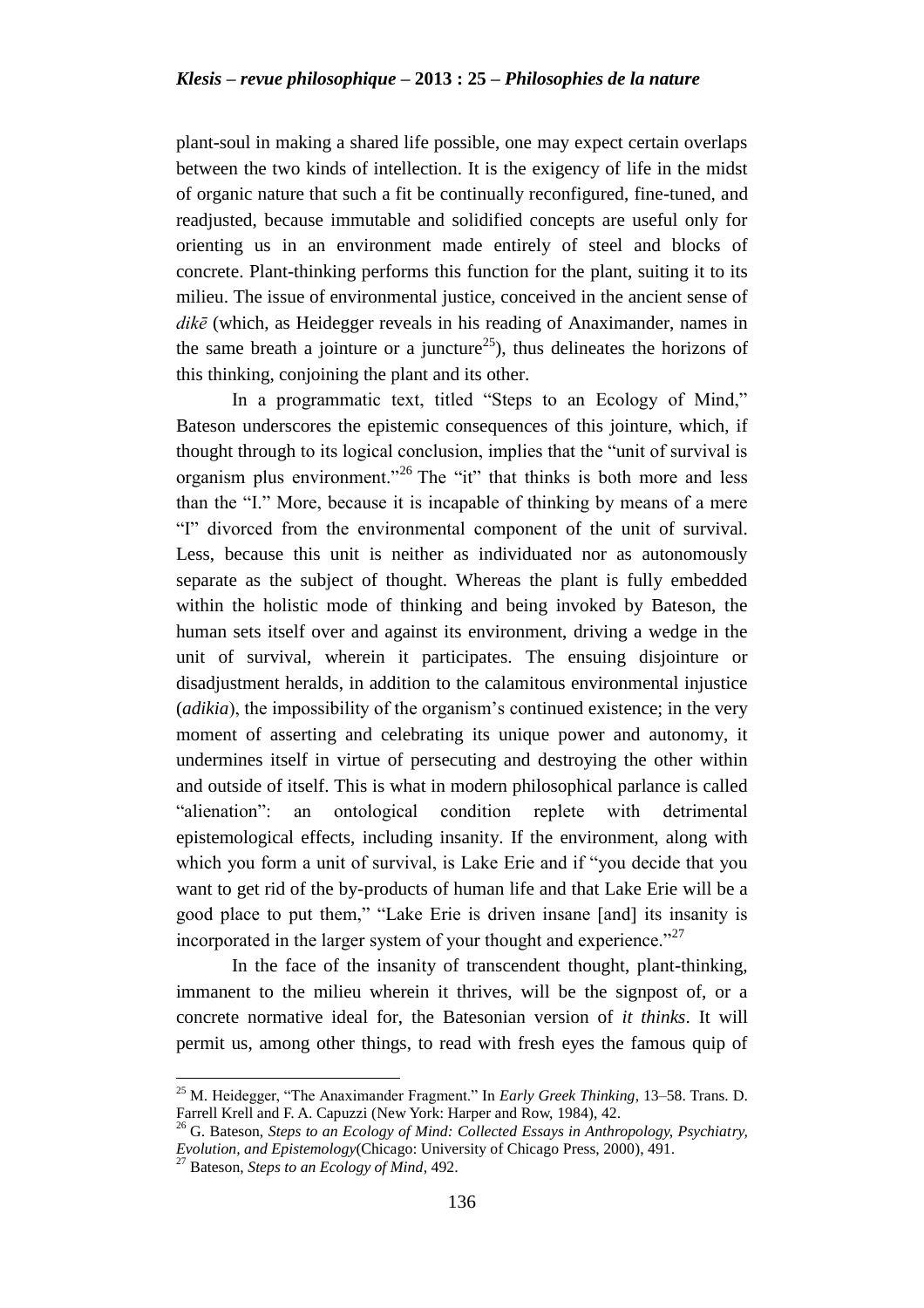plant-soul in making a shared life possible, one may expect certain overlaps between the two kinds of intellection. It is the exigency of life in the midst of organic nature that such a fit be continually reconfigured, fine-tuned, and readjusted, because immutable and solidified concepts are useful only for orienting us in an environment made entirely of steel and blocks of concrete. Plant-thinking performs this function for the plant, suiting it to its milieu. The issue of environmental justice, conceived in the ancient sense of *dikē* (which, as Heidegger reveals in his reading of Anaximander, names in the same breath a jointure or a juncture[25]), thus delineates the horizons of this thinking, conjoining the plant and its other.

In a programmatic text, titled "Steps to an Ecology of Mind," Bateson underscores the epistemic consequences of this jointure, which, if thought through to its logical conclusion, implies that the "unit of survival is organism plus environment."[26] The "it" that thinks is both more and less than the "I." More, because it is incapable of thinking by means of a mere "I" divorced from the environmental component of the unit of survival. Less, because this unit is neither as individuated nor as autonomously separate as the subject of thought. Whereas the plant is fully embedded within the holistic mode of thinking and being invoked by Bateson, the human sets itself over and against its environment, driving a wedge in the unit of survival, wherein it participates. The ensuing disjointure or disadjustment heralds, in addition to the calamitous environmental injustice (*adikia*), the impossibility of the organism's continued existence; in the very moment of asserting and celebrating its unique power and autonomy, it undermines itself in virtue of persecuting and destroying the other within and outside of itself. This is what in modern philosophical parlance is called "alienation": an ontological condition replete with detrimental epistemological effects, including insanity. If the environment, along with which you form a unit of survival, is Lake Erie and if "you decide that you want to get rid of the by-products of human life and that Lake Erie will be a good place to put them," "Lake Erie is driven insane [and] its insanity is incorporated in the larger system of your thought and experience."[27]

In the face of the insanity of transcendent thought, plant-thinking, immanent to the milieu wherein it thrives, will be the signpost of, or a concrete normative ideal for, the Batesonian version of *it thinks*. It will permit us, among other things, to read with fresh eyes the famous quip of

---

[25] M. Heidegger, "The Anaximander Fragment." In *Early Greek Thinking*, 13–58. Trans. D. Farrell Krell and F. A. Capuzzi (New York: Harper and Row, 1984), 42.

[26] G. Bateson, *Steps to an Ecology of Mind: Collected Essays in Anthropology, Psychiatry, Evolution, and Epistemology*(Chicago: University of Chicago Press, 2000), 491.

[27] Bateson, *Steps to an Ecology of Mind*, 492.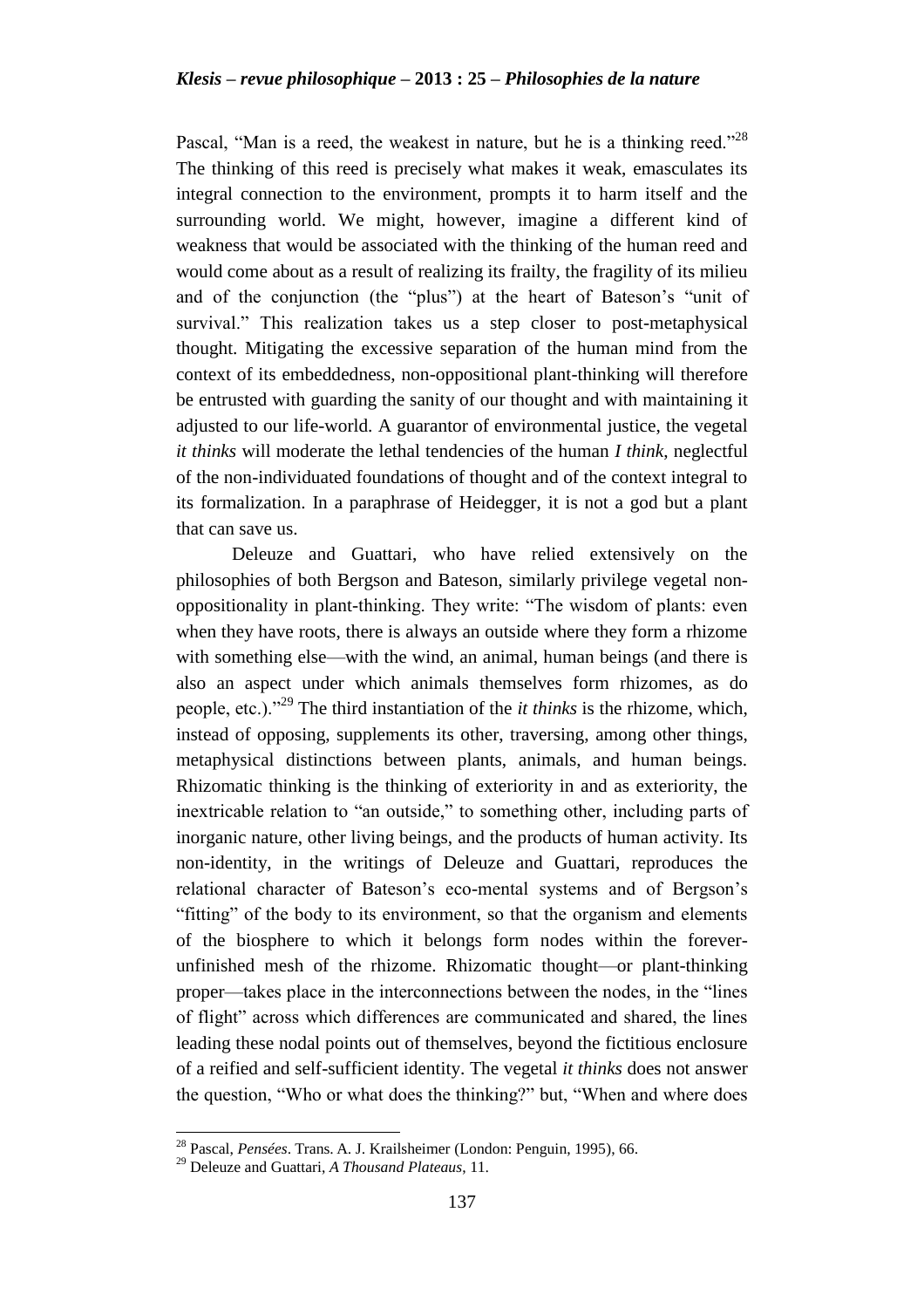Pascal, "Man is a reed, the weakest in nature, but he is a thinking reed."[28] The thinking of this reed is precisely what makes it weak, emasculates its integral connection to the environment, prompts it to harm itself and the surrounding world. We might, however, imagine a different kind of weakness that would be associated with the thinking of the human reed and would come about as a result of realizing its frailty, the fragility of its milieu and of the conjunction (the "plus") at the heart of Bateson's "unit of survival." This realization takes us a step closer to post-metaphysical thought. Mitigating the excessive separation of the human mind from the context of its embeddedness, non-oppositional plant-thinking will therefore be entrusted with guarding the sanity of our thought and with maintaining it adjusted to our life-world. A guarantor of environmental justice, the vegetal *it thinks* will moderate the lethal tendencies of the human *I think*, neglectful of the non-individuated foundations of thought and of the context integral to its formalization. In a paraphrase of Heidegger, it is not a god but a plant that can save us.

Deleuze and Guattari, who have relied extensively on the philosophies of both Bergson and Bateson, similarly privilege vegetal non-oppositionality in plant-thinking. They write: "The wisdom of plants: even when they have roots, there is always an outside where they form a rhizome with something else—with the wind, an animal, human beings (and there is also an aspect under which animals themselves form rhizomes, as do people, etc.)."[29] The third instantiation of the *it thinks* is the rhizome, which, instead of opposing, supplements its other, traversing, among other things, metaphysical distinctions between plants, animals, and human beings. Rhizomatic thinking is the thinking of exteriority in and as exteriority, the inextricable relation to "an outside," to something other, including parts of inorganic nature, other living beings, and the products of human activity. Its non-identity, in the writings of Deleuze and Guattari, reproduces the relational character of Bateson's eco-mental systems and of Bergson's "fitting" of the body to its environment, so that the organism and elements of the biosphere to which it belongs form nodes within the forever-unfinished mesh of the rhizome. Rhizomatic thought—or plant-thinking proper—takes place in the interconnections between the nodes, in the "lines of flight" across which differences are communicated and shared, the lines leading these nodal points out of themselves, beyond the fictitious enclosure of a reified and self-sufficient identity. The vegetal *it thinks* does not answer the question, "Who or what does the thinking?" but, "When and where does

---

[28] Pascal, *Pensées*. Trans. A. J. Krailsheimer (London: Penguin, 1995), 66.

[29] Deleuze and Guattari, *A Thousand Plateaus*, 11.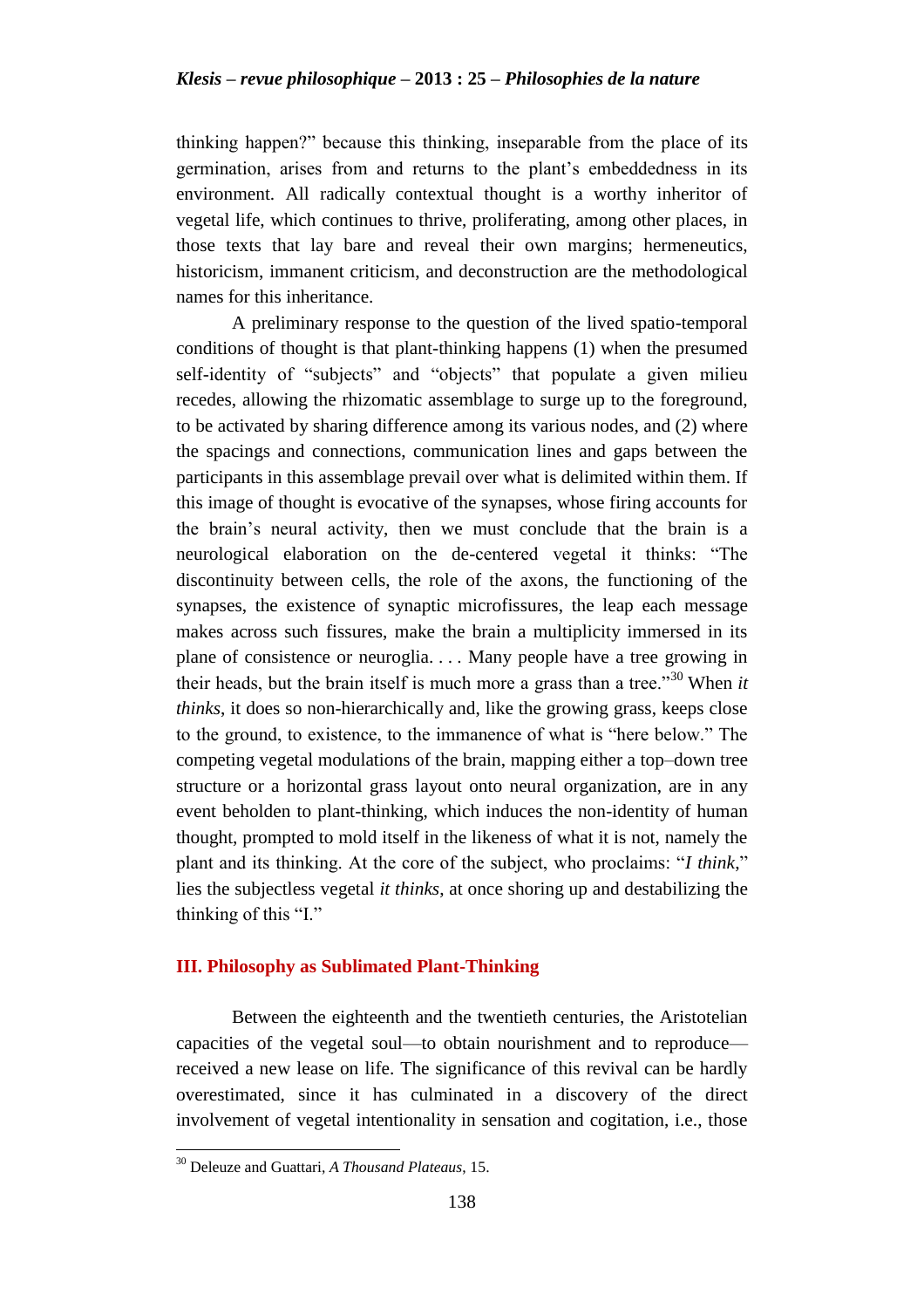thinking happen?" because this thinking, inseparable from the place of its germination, arises from and returns to the plant's embeddedness in its environment. All radically contextual thought is a worthy inheritor of vegetal life, which continues to thrive, proliferating, among other places, in those texts that lay bare and reveal their own margins; hermeneutics, historicism, immanent criticism, and deconstruction are the methodological names for this inheritance.

A preliminary response to the question of the lived spatio-temporal conditions of thought is that plant-thinking happens (1) when the presumed self-identity of "subjects" and "objects" that populate a given milieu recedes, allowing the rhizomatic assemblage to surge up to the foreground, to be activated by sharing difference among its various nodes, and (2) where the spacings and connections, communication lines and gaps between the participants in this assemblage prevail over what is delimited within them. If this image of thought is evocative of the synapses, whose firing accounts for the brain's neural activity, then we must conclude that the brain is a neurological elaboration on the de-centered vegetal it thinks: "The discontinuity between cells, the role of the axons, the functioning of the synapses, the existence of synaptic microfissures, the leap each message makes across such fissures, make the brain a multiplicity immersed in its plane of consistence or neuroglia. . . . Many people have a tree growing in their heads, but the brain itself is much more a grass than a tree."[30] When *it thinks*, it does so non-hierarchically and, like the growing grass, keeps close to the ground, to existence, to the immanence of what is "here below." The competing vegetal modulations of the brain, mapping either a top–down tree structure or a horizontal grass layout onto neural organization, are in any event beholden to plant-thinking, which induces the non-identity of human thought, prompted to mold itself in the likeness of what it is not, namely the plant and its thinking. At the core of the subject, who proclaims: "*I think*," lies the subjectless vegetal *it thinks*, at once shoring up and destabilizing the thinking of this "I."

## III. Philosophy as Sublimated Plant-Thinking

Between the eighteenth and the twentieth centuries, the Aristotelian capacities of the vegetal soul—to obtain nourishment and to reproduce—received a new lease on life. The significance of this revival can be hardly overestimated, since it has culminated in a discovery of the direct involvement of vegetal intentionality in sensation and cogitation, i.e., those

[30] Deleuze and Guattari, *A Thousand Plateaus*, 15.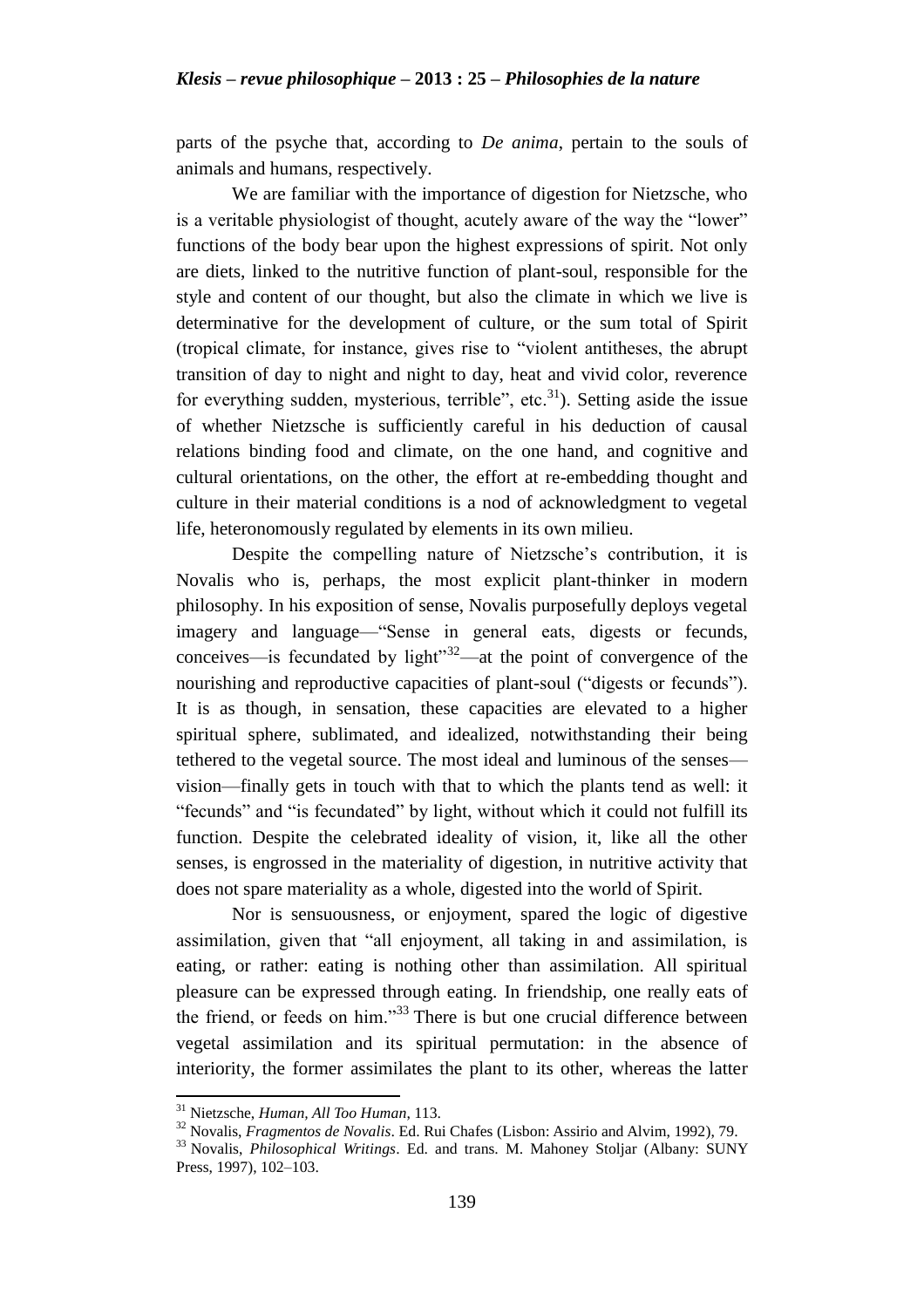parts of the psyche that, according to *De anima*, pertain to the souls of animals and humans, respectively.

We are familiar with the importance of digestion for Nietzsche, who is a veritable physiologist of thought, acutely aware of the way the "lower" functions of the body bear upon the highest expressions of spirit. Not only are diets, linked to the nutritive function of plant-soul, responsible for the style and content of our thought, but also the climate in which we live is determinative for the development of culture, or the sum total of Spirit (tropical climate, for instance, gives rise to "violent antitheses, the abrupt transition of day to night and night to day, heat and vivid color, reverence for everything sudden, mysterious, terrible", etc.[31]). Setting aside the issue of whether Nietzsche is sufficiently careful in his deduction of causal relations binding food and climate, on the one hand, and cognitive and cultural orientations, on the other, the effort at re-embedding thought and culture in their material conditions is a nod of acknowledgment to vegetal life, heteronomously regulated by elements in its own milieu.

Despite the compelling nature of Nietzsche's contribution, it is Novalis who is, perhaps, the most explicit plant-thinker in modern philosophy. In his exposition of sense, Novalis purposefully deploys vegetal imagery and language—"Sense in general eats, digests or fecunds, conceives—is fecundated by light"[32]—at the point of convergence of the nourishing and reproductive capacities of plant-soul ("digests or fecunds"). It is as though, in sensation, these capacities are elevated to a higher spiritual sphere, sublimated, and idealized, notwithstanding their being tethered to the vegetal source. The most ideal and luminous of the senses—vision—finally gets in touch with that to which the plants tend as well: it "fecunds" and "is fecundated" by light, without which it could not fulfill its function. Despite the celebrated ideality of vision, it, like all the other senses, is engrossed in the materiality of digestion, in nutritive activity that does not spare materiality as a whole, digested into the world of Spirit.

Nor is sensuousness, or enjoyment, spared the logic of digestive assimilation, given that "all enjoyment, all taking in and assimilation, is eating, or rather: eating is nothing other than assimilation. All spiritual pleasure can be expressed through eating. In friendship, one really eats of the friend, or feeds on him."[33] There is but one crucial difference between vegetal assimilation and its spiritual permutation: in the absence of interiority, the former assimilates the plant to its other, whereas the latter

---

[31] Nietzsche, *Human, All Too Human*, 113.

[32] Novalis, *Fragmentos de Novalis*. Ed. Rui Chafes (Lisbon: Assirio and Alvim, 1992), 79.

[33] Novalis, *Philosophical Writings*. Ed. and trans. M. Mahoney Stoljar (Albany: SUNY Press, 1997), 102–103.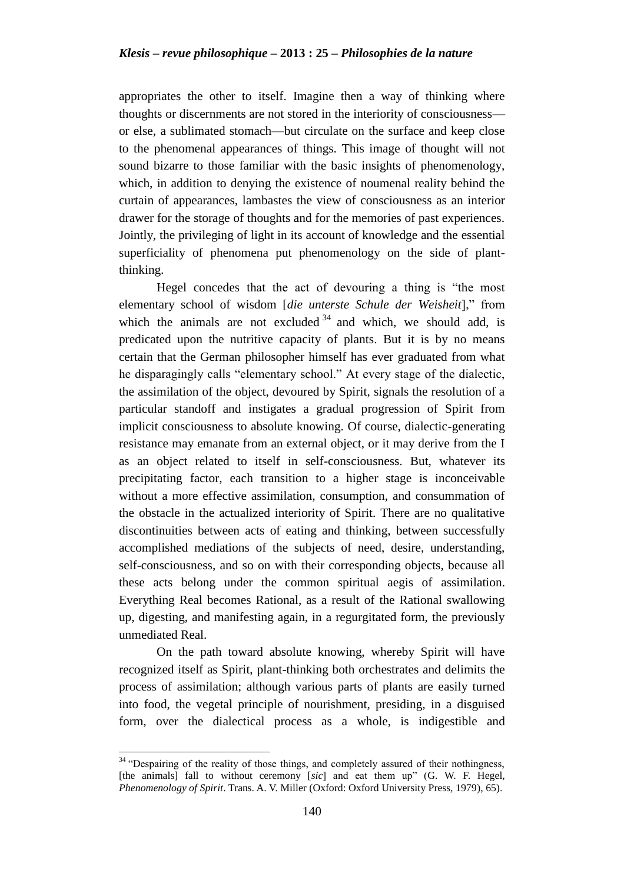appropriates the other to itself. Imagine then a way of thinking where thoughts or discernments are not stored in the interiority of consciousness—or else, a sublimated stomach—but circulate on the surface and keep close to the phenomenal appearances of things. This image of thought will not sound bizarre to those familiar with the basic insights of phenomenology, which, in addition to denying the existence of noumenal reality behind the curtain of appearances, lambastes the view of consciousness as an interior drawer for the storage of thoughts and for the memories of past experiences. Jointly, the privileging of light in its account of knowledge and the essential superficiality of phenomena put phenomenology on the side of plant-thinking.

Hegel concedes that the act of devouring a thing is "the most elementary school of wisdom [*die unterste Schule der Weisheit*]," from which the animals are not excluded[34] and which, we should add, is predicated upon the nutritive capacity of plants. But it is by no means certain that the German philosopher himself has ever graduated from what he disparagingly calls "elementary school." At every stage of the dialectic, the assimilation of the object, devoured by Spirit, signals the resolution of a particular standoff and instigates a gradual progression of Spirit from implicit consciousness to absolute knowing. Of course, dialectic-generating resistance may emanate from an external object, or it may derive from the I as an object related to itself in self-consciousness. But, whatever its precipitating factor, each transition to a higher stage is inconceivable without a more effective assimilation, consumption, and consummation of the obstacle in the actualized interiority of Spirit. There are no qualitative discontinuities between acts of eating and thinking, between successfully accomplished mediations of the subjects of need, desire, understanding, self-consciousness, and so on with their corresponding objects, because all these acts belong under the common spiritual aegis of assimilation. Everything Real becomes Rational, as a result of the Rational swallowing up, digesting, and manifesting again, in a regurgitated form, the previously unmediated Real.

On the path toward absolute knowing, whereby Spirit will have recognized itself as Spirit, plant-thinking both orchestrates and delimits the process of assimilation; although various parts of plants are easily turned into food, the vegetal principle of nourishment, presiding, in a disguised form, over the dialectical process as a whole, is indigestible and

---

[34] "Despairing of the reality of those things, and completely assured of their nothingness, [the animals] fall to without ceremony [*sic*] and eat them up" (G. W. F. Hegel, *Phenomenology of Spirit*. Trans. A. V. Miller (Oxford: Oxford University Press, 1979), 65).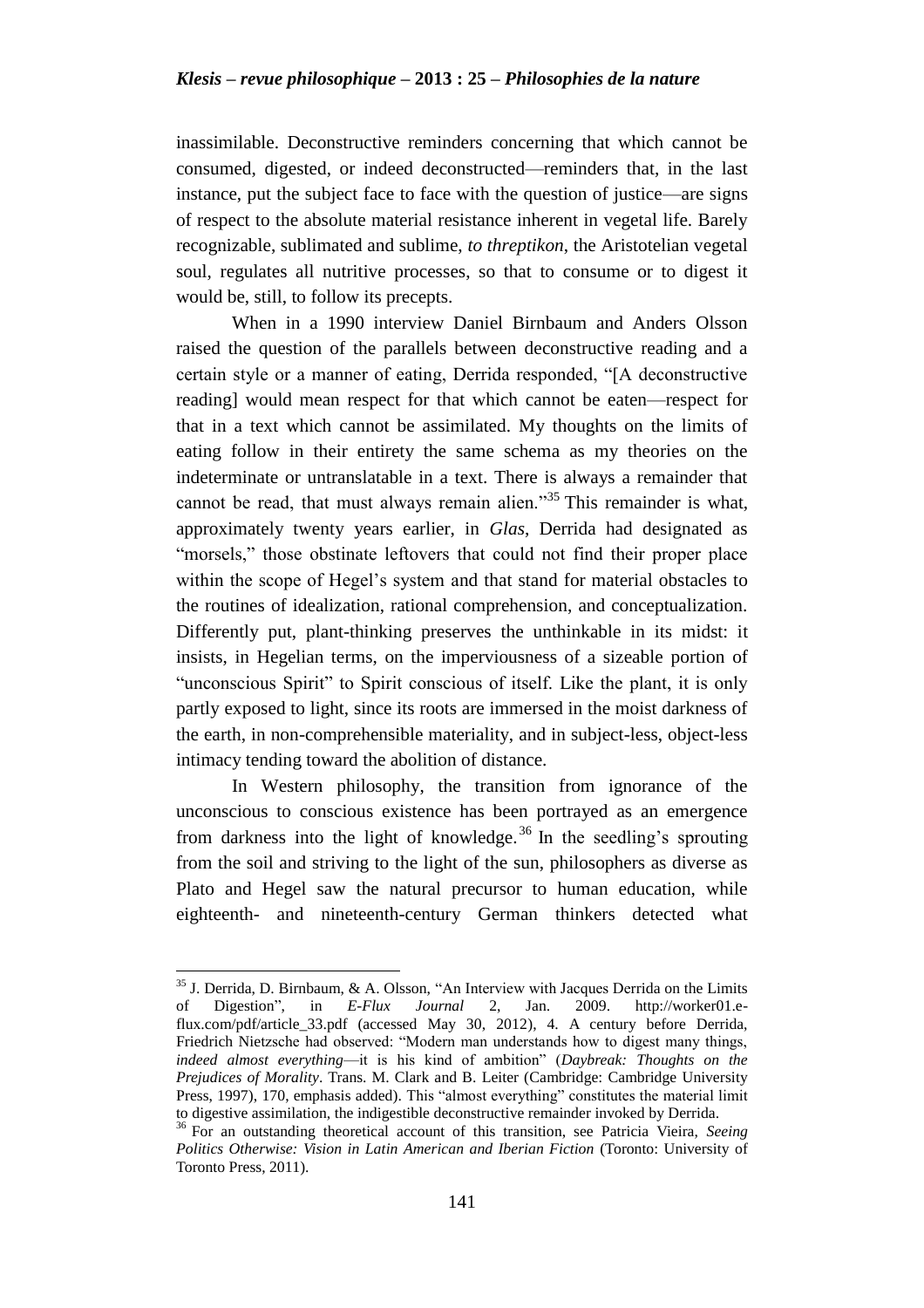inassimilable. Deconstructive reminders concerning that which cannot be consumed, digested, or indeed deconstructed—reminders that, in the last instance, put the subject face to face with the question of justice—are signs of respect to the absolute material resistance inherent in vegetal life. Barely recognizable, sublimated and sublime, *to threptikon*, the Aristotelian vegetal soul, regulates all nutritive processes, so that to consume or to digest it would be, still, to follow its precepts.

When in a 1990 interview Daniel Birnbaum and Anders Olsson raised the question of the parallels between deconstructive reading and a certain style or a manner of eating, Derrida responded, "[A deconstructive reading] would mean respect for that which cannot be eaten—respect for that in a text which cannot be assimilated. My thoughts on the limits of eating follow in their entirety the same schema as my theories on the indeterminate or untranslatable in a text. There is always a remainder that cannot be read, that must always remain alien."[35] This remainder is what, approximately twenty years earlier, in *Glas*, Derrida had designated as "morsels," those obstinate leftovers that could not find their proper place within the scope of Hegel's system and that stand for material obstacles to the routines of idealization, rational comprehension, and conceptualization. Differently put, plant-thinking preserves the unthinkable in its midst: it insists, in Hegelian terms, on the imperviousness of a sizeable portion of "unconscious Spirit" to Spirit conscious of itself. Like the plant, it is only partly exposed to light, since its roots are immersed in the moist darkness of the earth, in non-comprehensible materiality, and in subject-less, object-less intimacy tending toward the abolition of distance.

In Western philosophy, the transition from ignorance of the unconscious to conscious existence has been portrayed as an emergence from darkness into the light of knowledge.[36] In the seedling's sprouting from the soil and striving to the light of the sun, philosophers as diverse as Plato and Hegel saw the natural precursor to human education, while eighteenth- and nineteenth-century German thinkers detected what

---

[35] J. Derrida, D. Birnbaum, & A. Olsson, "An Interview with Jacques Derrida on the Limits of Digestion", in *E-Flux Journal* 2, Jan. 2009. http://worker01.e-flux.com/pdf/article_33.pdf (accessed May 30, 2012), 4. A century before Derrida, Friedrich Nietzsche had observed: "Modern man understands how to digest many things, *indeed almost everything*—it is his kind of ambition" (*Daybreak: Thoughts on the Prejudices of Morality*. Trans. M. Clark and B. Leiter (Cambridge: Cambridge University Press, 1997), 170, emphasis added). This "almost everything" constitutes the material limit to digestive assimilation, the indigestible deconstructive remainder invoked by Derrida.

[36] For an outstanding theoretical account of this transition, see Patricia Vieira, *Seeing Politics Otherwise: Vision in Latin American and Iberian Fiction* (Toronto: University of Toronto Press, 2011).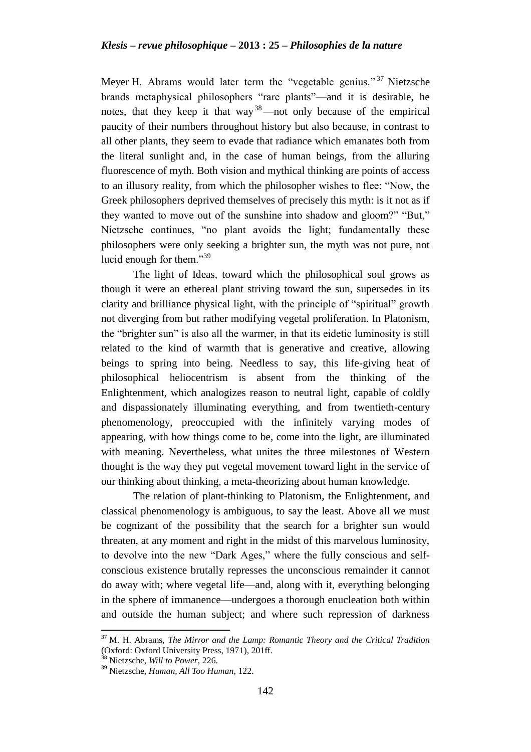Meyer H. Abrams would later term the "vegetable genius."[37] Nietzsche brands metaphysical philosophers "rare plants"—and it is desirable, he notes, that they keep it that way[38]—not only because of the empirical paucity of their numbers throughout history but also because, in contrast to all other plants, they seem to evade that radiance which emanates both from the literal sunlight and, in the case of human beings, from the alluring fluorescence of myth. Both vision and mythical thinking are points of access to an illusory reality, from which the philosopher wishes to flee: "Now, the Greek philosophers deprived themselves of precisely this myth: is it not as if they wanted to move out of the sunshine into shadow and gloom?" "But," Nietzsche continues, "no plant avoids the light; fundamentally these philosophers were only seeking a brighter sun, the myth was not pure, not lucid enough for them."[39]

The light of Ideas, toward which the philosophical soul grows as though it were an ethereal plant striving toward the sun, supersedes in its clarity and brilliance physical light, with the principle of "spiritual" growth not diverging from but rather modifying vegetal proliferation. In Platonism, the "brighter sun" is also all the warmer, in that its eidetic luminosity is still related to the kind of warmth that is generative and creative, allowing beings to spring into being. Needless to say, this life-giving heat of philosophical heliocentrism is absent from the thinking of the Enlightenment, which analogizes reason to neutral light, capable of coldly and dispassionately illuminating everything, and from twentieth-century phenomenology, preoccupied with the infinitely varying modes of appearing, with how things come to be, come into the light, are illuminated with meaning. Nevertheless, what unites the three milestones of Western thought is the way they put vegetal movement toward light in the service of our thinking about thinking, a meta-theorizing about human knowledge.

The relation of plant-thinking to Platonism, the Enlightenment, and classical phenomenology is ambiguous, to say the least. Above all we must be cognizant of the possibility that the search for a brighter sun would threaten, at any moment and right in the midst of this marvelous luminosity, to devolve into the new "Dark Ages," where the fully conscious and self-conscious existence brutally represses the unconscious remainder it cannot do away with; where vegetal life—and, along with it, everything belonging in the sphere of immanence—undergoes a thorough enucleation both within and outside the human subject; and where such repression of darkness

---

[37] M. H. Abrams, *The Mirror and the Lamp: Romantic Theory and the Critical Tradition* (Oxford: Oxford University Press, 1971), 201ff.

[38] Nietzsche, *Will to Power*, 226.

[39] Nietzsche, *Human, All Too Human*, 122.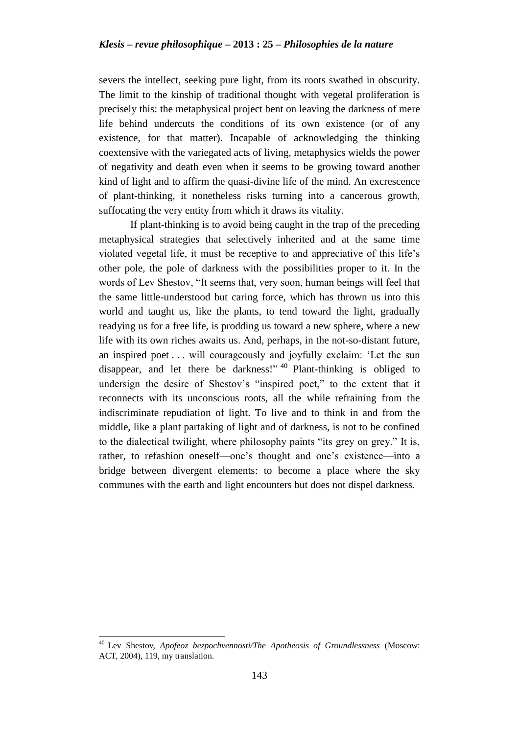severs the intellect, seeking pure light, from its roots swathed in obscurity. The limit to the kinship of traditional thought with vegetal proliferation is precisely this: the metaphysical project bent on leaving the darkness of mere life behind undercuts the conditions of its own existence (or of any existence, for that matter). Incapable of acknowledging the thinking coextensive with the variegated acts of living, metaphysics wields the power of negativity and death even when it seems to be growing toward another kind of light and to affirm the quasi-divine life of the mind. An excrescence of plant-thinking, it nonetheless risks turning into a cancerous growth, suffocating the very entity from which it draws its vitality.

If plant-thinking is to avoid being caught in the trap of the preceding metaphysical strategies that selectively inherited and at the same time violated vegetal life, it must be receptive to and appreciative of this life's other pole, the pole of darkness with the possibilities proper to it. In the words of Lev Shestov, "It seems that, very soon, human beings will feel that the same little-understood but caring force, which has thrown us into this world and taught us, like the plants, to tend toward the light, gradually readying us for a free life, is prodding us toward a new sphere, where a new life with its own riches awaits us. And, perhaps, in the not-so-distant future, an inspired poet . . . will courageously and joyfully exclaim: 'Let the sun disappear, and let there be darkness!"[40] Plant-thinking is obliged to undersign the desire of Shestov's "inspired poet," to the extent that it reconnects with its unconscious roots, all the while refraining from the indiscriminate repudiation of light. To live and to think in and from the middle, like a plant partaking of light and of darkness, is not to be confined to the dialectical twilight, where philosophy paints "its grey on grey." It is, rather, to refashion oneself—one's thought and one's existence—into a bridge between divergent elements: to become a place where the sky communes with the earth and light encounters but does not dispel darkness.

[40] Lev Shestov, *Apofeoz bezpochvennosti/The Apotheosis of Groundlessness* (Moscow: ACT, 2004), 119, my translation.